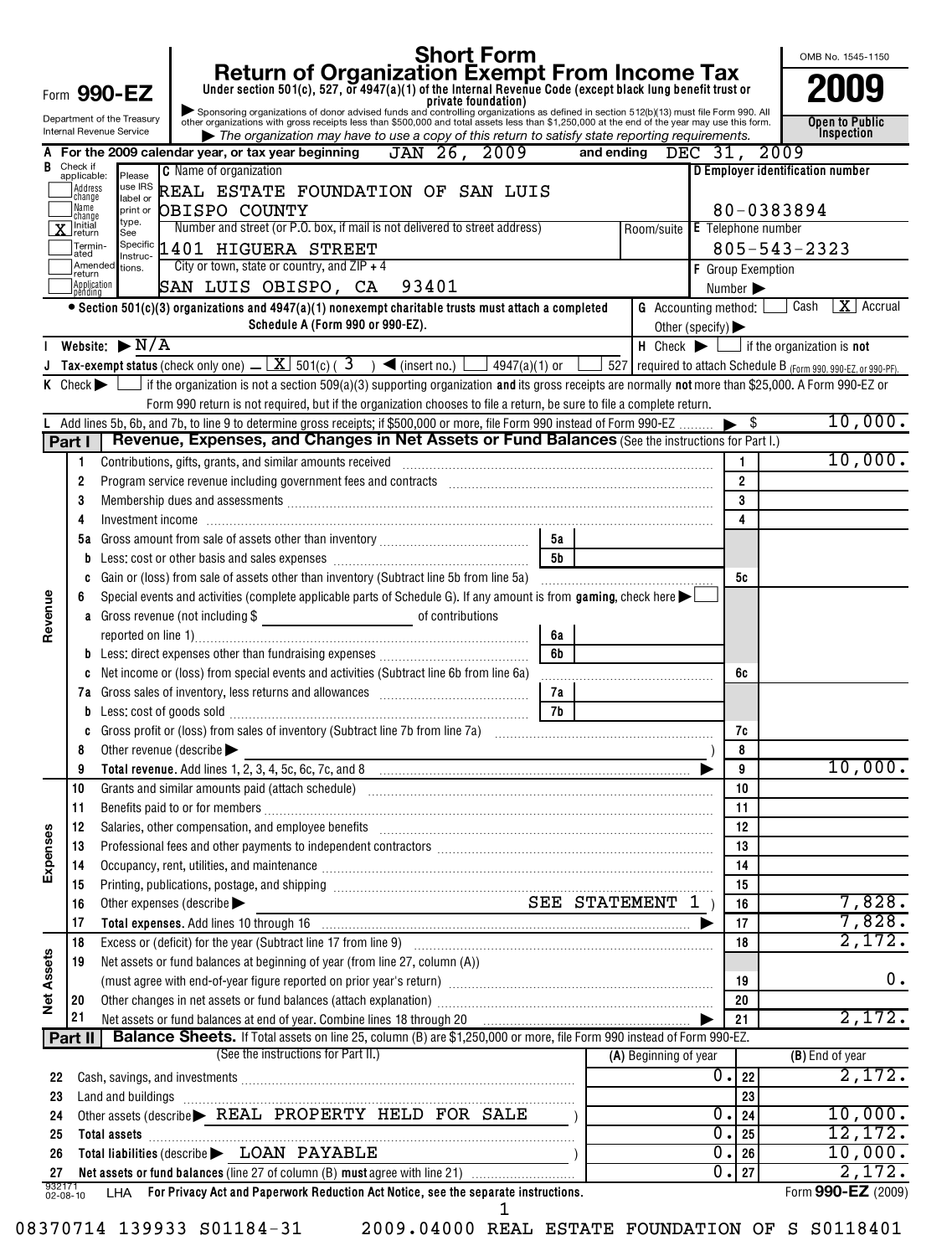# Form 990-EZ

**Short Form**
**Return of Organization Exempt From Income Tax**

Under section 501(c), 527, or 4947(a)(1) of the Internal Revenue Code (except black lung benefit trust or private foundation)

▶ Sponsoring organizations of donor advised funds and controlling organizations as defined in section 512(b)(13) must file Form 990. All other organizations with gross receipts less than $500,000 and total assets less than $1,250,000 at the end of the year may use this form.

▶ *The organization may have to use a copy of this return to satisfy state reporting requirements.*

OMB No. 1545-1150

**2009**

**Open to Public Inspection**

Department of the Treasury
Internal Revenue Service

**A** For the 2009 calendar year, or tax year beginning JAN 26, 2009 and ending DEC 31, 2009

**B** Check if applicable:
- Address change
- Name change
- [X] Initial return
- Terminated
- Amended return
- Application pending

**C** Name of organization: REAL ESTATE FOUNDATION OF SAN LUIS OBISPO COUNTY

Number and street (or P.O. box, if mail is not delivered to street address): 1401 HIGUERA STREET

City or town, state or country, and ZIP + 4: SAN LUIS OBISPO, CA 93401

**D** Employer identification number: 80-0383894

**E** Telephone number: 805-543-2323

**F** Group Exemption Number ▶

• Section 501(c)(3) organizations and 4947(a)(1) nonexempt charitable trusts must attach a completed Schedule A (Form 990 or 990-EZ).

**G** Accounting method: [ ] Cash [X] Accrual Other (specify) ▶

**I** Website: ▶ N/A

**H** Check ▶ [ ] if the organization is **not** required to attach Schedule B (Form 990, 990-EZ, or 990-PF).

**J** Tax-exempt status (check only one) — [X] 501(c) ( 3 ) ◀ (insert no.) [ ] 4947(a)(1) or [ ] 527

**K** Check ▶ [ ] if the organization is not a section 509(a)(3) supporting organization **and** its gross receipts are normally **not** more than $25,000. A Form 990-EZ or Form 990 return is not required, but if the organization chooses to file a return, be sure to file a complete return.

**L** Add lines 5b, 6b, and 7b, to line 9 to determine gross receipts; if $500,000 or more, file Form 990 instead of Form 990-EZ ▶ $ 10,000.

## Part I Revenue, Expenses, and Changes in Net Assets or Fund Balances (See the instructions for Part I.)

| Line | Description | | | Line | Amount |
|---|---|---|---|---|---|
| **Revenue** | | | | | |
| 1 | Contributions, gifts, grants, and similar amounts received | | | 1 | 10,000. |
| 2 | Program service revenue including government fees and contracts | | | 2 | |
| 3 | Membership dues and assessments | | | 3 | |
| 4 | Investment income | | | 4 | |
| 5a | Gross amount from sale of assets other than inventory | 5a | | | |
| b | Less: cost or other basis and sales expenses | 5b | | | |
| c | Gain or (loss) from sale of assets other than inventory (Subtract line 5b from line 5a) | | | 5c | |
| 6 | Special events and activities (complete applicable parts of Schedule G). If any amount is from **gaming**, check here ▶ [ ] | | | | |
| a | Gross revenue (not including $ ____ of contributions reported on line 1) | 6a | | | |
| b | Less: direct expenses other than fundraising expenses | 6b | | | |
| c | Net income or (loss) from special events and activities (Subtract line 6b from line 6a) | | | 6c | |
| 7a | Gross sales of inventory, less returns and allowances | 7a | | | |
| b | Less: cost of goods sold | 7b | | | |
| c | Gross profit or (loss) from sales of inventory (Subtract line 7b from line 7a) | | | 7c | |
| 8 | Other revenue (describe ▶ ) | | | 8 | |
| 9 | **Total revenue.** Add lines 1, 2, 3, 4, 5c, 6c, 7c, and 8 ▶ | | | 9 | 10,000. |
| **Expenses** | | | | | |
| 10 | Grants and similar amounts paid (attach schedule) | | | 10 | |
| 11 | Benefits paid to or for members | | | 11 | |
| 12 | Salaries, other compensation, and employee benefits | | | 12 | |
| 13 | Professional fees and other payments to independent contractors | | | 13 | |
| 14 | Occupancy, rent, utilities, and maintenance | | | 14 | |
| 15 | Printing, publications, postage, and shipping | | | 15 | |
| 16 | Other expenses (describe ▶ SEE STATEMENT 1 ) | | | 16 | 7,828. |
| 17 | **Total expenses.** Add lines 10 through 16 ▶ | | | 17 | 7,828. |
| **Net Assets** | | | | | |
| 18 | Excess or (deficit) for the year (Subtract line 17 from line 9) | | | 18 | 2,172. |
| 19 | Net assets or fund balances at beginning of year (from line 27, column (A)) (must agree with end-of-year figure reported on prior year's return) | | | 19 | 0. |
| 20 | Other changes in net assets or fund balances (attach explanation) | | | 20 | |
| 21 | Net assets or fund balances at end of year. Combine lines 18 through 20 ▶ | | | 21 | 2,172. |

## Part II Balance Sheets. If Total assets on line 25, column (B) are $1,250,000 or more, file Form 990 instead of Form 990-EZ.

(See the instructions for Part II.)

| Line | Description | (A) Beginning of year | Line | (B) End of year |
|---|---|---|---|---|
| 22 | Cash, savings, and investments | 0. | 22 | 2,172. |
| 23 | Land and buildings | | 23 | |
| 24 | Other assets (describe ▶ REAL PROPERTY HELD FOR SALE ) | 0. | 24 | 10,000. |
| 25 | **Total assets** | 0. | 25 | 12,172. |
| 26 | **Total liabilities** (describe ▶ LOAN PAYABLE ) | 0. | 26 | 10,000. |
| 27 | **Net assets or fund balances** (line 27 of column (B) **must** agree with line 21) | 0. | 27 | 2,172. |

932171 02-08-10 LHA **For Privacy Act and Paperwork Reduction Act Notice, see the separate instructions.** Form **990-EZ** (2009)

08370714 139933 S01184-31 2009.04000 REAL ESTATE FOUNDATION OF S S0118401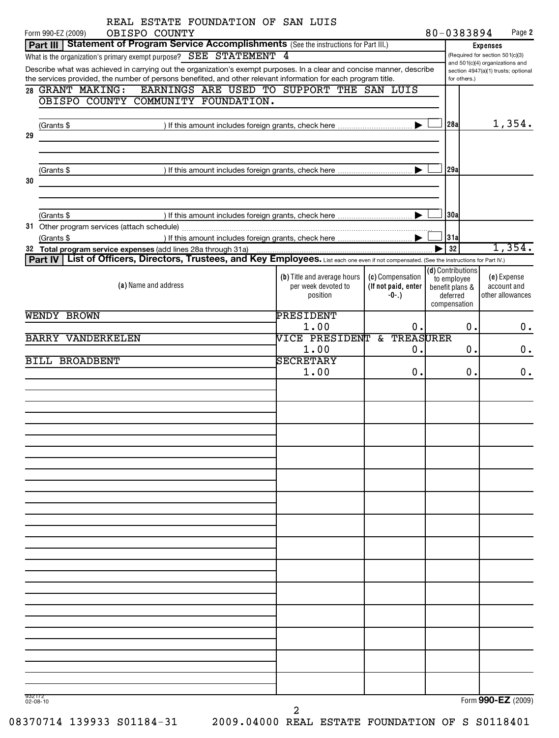REAL ESTATE FOUNDATION OF SAN LUIS OBISPO COUNTY

Form 990-EZ (2009) 80-0383894 Page **2**

**Part III | Statement of Program Service Accomplishments** (See the instructions for Part III.)

What is the organization's primary exempt purpose? SEE STATEMENT 4

Describe what was achieved in carrying out the organization's exempt purposes. In a clear and concise manner, describe the services provided, the number of persons benefited, and other relevant information for each program title.

**Expenses** (Required for section 501(c)(3) and 501(c)(4) organizations and section 4947(a)(1) trusts; optional for others.)

| Line | Description | | Expenses |
|---|---|---|---|
| 28 | GRANT MAKING: EARNINGS ARE USED TO SUPPORT THE SAN LUIS OBISPO COUNTY COMMUNITY FOUNDATION. (Grants $ ) If this amount includes foreign grants, check here ▶ ☐ | 28a | 1,354. |
| 29 | (Grants $ ) If this amount includes foreign grants, check here ▶ ☐ | 29a | |
| 30 | (Grants $ ) If this amount includes foreign grants, check here ▶ ☐ | 30a | |
| 31 | Other program services (attach schedule) (Grants $ ) If this amount includes foreign grants, check here ▶ ☐ | 31a | |
| 32 | **Total program service expenses** (add lines 28a through 31a) ▶ | 32 | 1,354. |

**Part IV | List of Officers, Directors, Trustees, and Key Employees.** List each one even if not compensated. (See the instructions for Part IV.)

| (a) Name and address | (b) Title and average hours per week devoted to position | (c) Compensation (If not paid, enter -0-.) | (d) Contributions to employee benefit plans & deferred compensation | (e) Expense account and other allowances |
|---|---|---|---|---|
| WENDY BROWN | PRESIDENT 1.00 | 0. | 0. | 0. |
| BARRY VANDERKELEN | VICE PRESIDENT & TREASURER 1.00 | 0. | 0. | 0. |
| BILL BROADBENT | SECRETARY 1.00 | 0. | 0. | 0. |

932172 02-08-10

Form **990-EZ** (2009)

08370714 139933 S01184-31 2009.04000 REAL ESTATE FOUNDATION OF S S0118401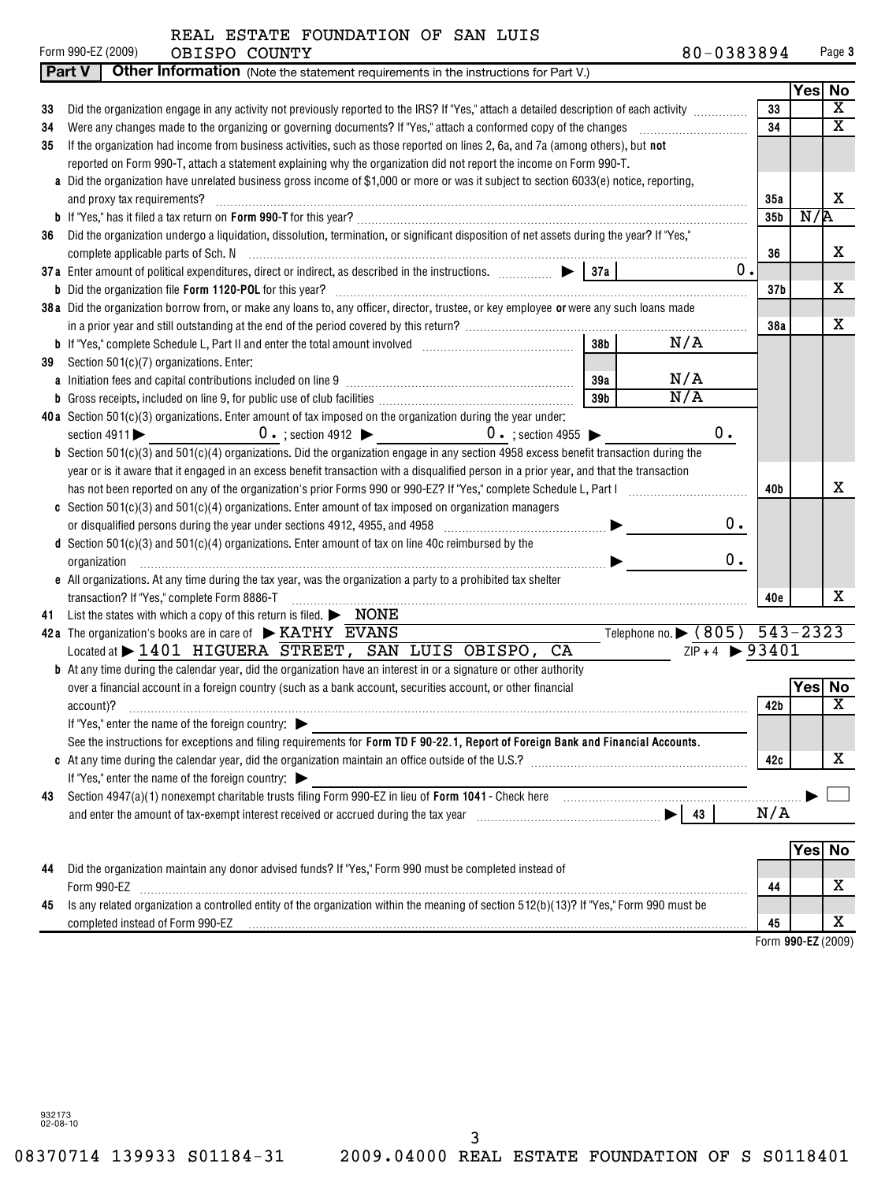REAL ESTATE FOUNDATION OF SAN LUIS OBISPO COUNTY

Form 990-EZ (2009) 80-0383894

## Part V Other Information (Note the statement requirements in the instructions for Part V.)

| | | | Yes | No |
|---|---|---|---|---|
| 33 | Did the organization engage in any activity not previously reported to the IRS? If "Yes," attach a detailed description of each activity | 33 | | X |
| 34 | Were any changes made to the organizing or governing documents? If "Yes," attach a conformed copy of the changes | 34 | | X |
| 35 | If the organization had income from business activities, such as those reported on lines 2, 6a, and 7a (among others), but **not** reported on Form 990-T, attach a statement explaining why the organization did not report the income on Form 990-T. | | | |
| a | Did the organization have unrelated business gross income of $1,000 or more or was it subject to section 6033(e) notice, reporting, and proxy tax requirements? | 35a | | X |
| b | If "Yes," has it filed a tax return on **Form 990-T** for this year? | 35b | N/A | |
| 36 | Did the organization undergo a liquidation, dissolution, termination, or significant disposition of net assets during the year? If "Yes," complete applicable parts of Sch. N | 36 | | X |
| 37a | Enter amount of political expenditures, direct or indirect, as described in the instructions. ▶ 37a 0. | | | |
| b | Did the organization file **Form 1120-POL** for this year? | 37b | | X |
| 38a | Did the organization borrow from, or make any loans to, any officer, director, trustee, or key employee **or** were any such loans made in a prior year and still outstanding at the end of the period covered by this return? | 38a | | X |
| b | If "Yes," complete Schedule L, Part II and enter the total amount involved 38b N/A | | | |
| 39 | Section 501(c)(7) organizations. Enter: | | | |
| a | Initiation fees and capital contributions included on line 9 39a N/A | | | |
| b | Gross receipts, included on line 9, for public use of club facilities 39b N/A | | | |
| 40a | Section 501(c)(3) organizations. Enter amount of tax imposed on the organization during the year under: section 4911 ▶ 0. ; section 4912 ▶ 0. ; section 4955 ▶ 0. | | | |
| b | Section 501(c)(3) and 501(c)(4) organizations. Did the organization engage in any section 4958 excess benefit transaction during the year or is it aware that it engaged in an excess benefit transaction with a disqualified person in a prior year, and that the transaction has not been reported on any of the organization's prior Forms 990 or 990-EZ? If "Yes," complete Schedule L, Part I | 40b | | X |
| c | Section 501(c)(3) and 501(c)(4) organizations. Enter amount of tax imposed on organization managers or disqualified persons during the year under sections 4912, 4955, and 4958 ▶ 0. | | | |
| d | Section 501(c)(3) and 501(c)(4) organizations. Enter amount of tax on line 40c reimbursed by the organization ▶ 0. | | | |
| e | All organizations. At any time during the tax year, was the organization a party to a prohibited tax shelter transaction? If "Yes," complete Form 8886-T | 40e | | X |

41 List the states with which a copy of this return is filed. ▶ NONE

42a The organization's books are in care of ▶ KATHY EVANS Telephone no. ▶ (805) 543-2323

Located at ▶ 1401 HIGUERA STREET, SAN LUIS OBISPO, CA ZIP + 4 ▶ 93401

| | | | Yes | No |
|---|---|---|---|---|
| b | At any time during the calendar year, did the organization have an interest in or a signature or other authority over a financial account in a foreign country (such as a bank account, securities account, or other financial account)? | 42b | | X |
| | If "Yes," enter the name of the foreign country: ▶ | | | |
| | See the instructions for exceptions and filing requirements for **Form TD F 90-22.1, Report of Foreign Bank and Financial Accounts.** | | | |
| c | At any time during the calendar year, did the organization maintain an office outside of the U.S.? | 42c | | X |
| | If "Yes," enter the name of the foreign country: ▶ | | | |

43 Section 4947(a)(1) nonexempt charitable trusts filing Form 990-EZ in lieu of **Form 1041** - Check here ▶ ☐ and enter the amount of tax-exempt interest received or accrued during the tax year ▶ 43 N/A

| | | | Yes | No |
|---|---|---|---|---|
| 44 | Did the organization maintain any donor advised funds? If "Yes," Form 990 must be completed instead of Form 990-EZ | 44 | | X |
| 45 | Is any related organization a controlled entity of the organization within the meaning of section 512(b)(13)? If "Yes," Form 990 must be completed instead of Form 990-EZ | 45 | | X |

Form **990-EZ** (2009)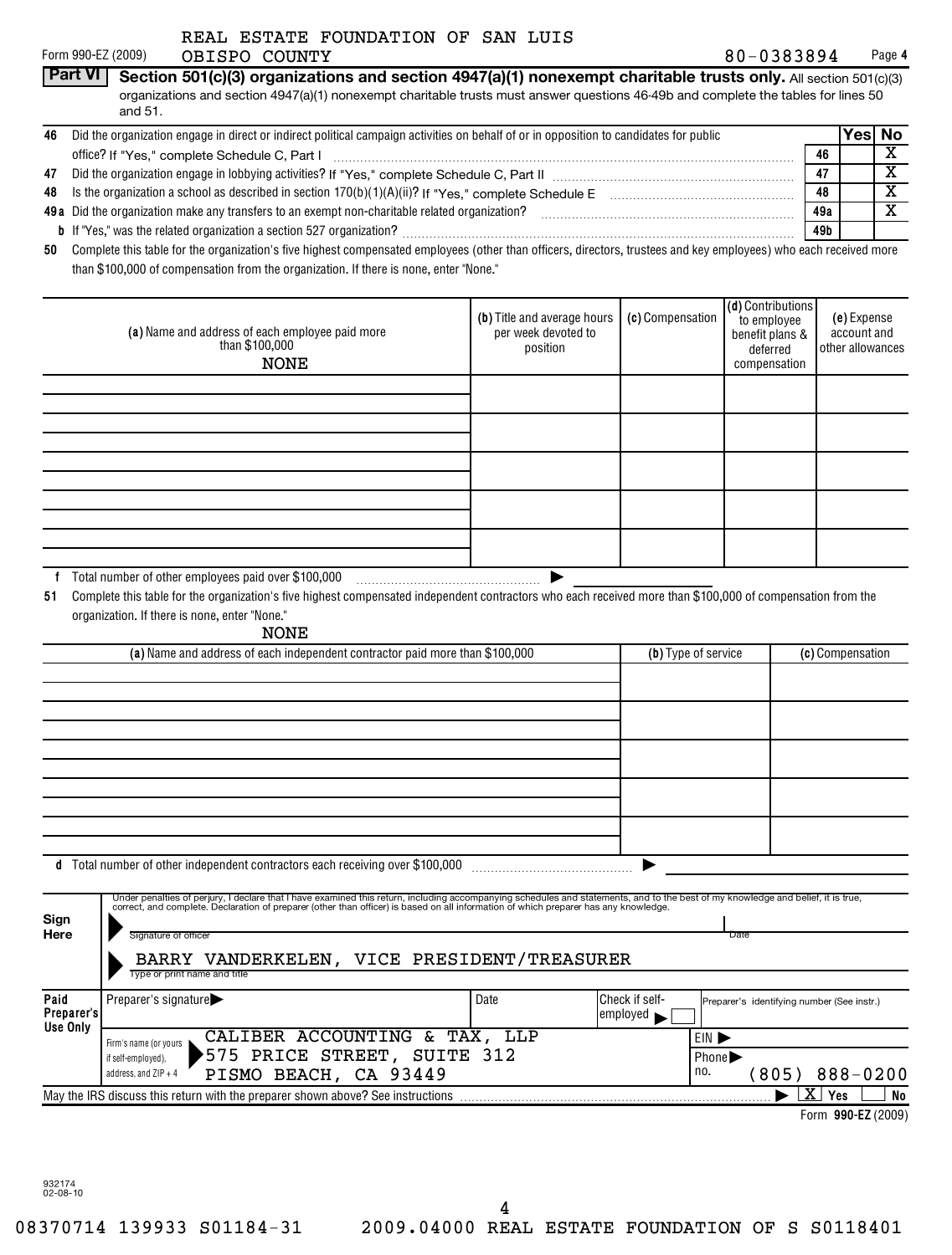REAL ESTATE FOUNDATION OF SAN LUIS OBISPO COUNTY

Form 990-EZ (2009) 80-0383894 Page 4

**Part VI** **Section 501(c)(3) organizations and section 4947(a)(1) nonexempt charitable trusts only.** All section 501(c)(3) organizations and section 4947(a)(1) nonexempt charitable trusts must answer questions 46-49b and complete the tables for lines 50 and 51.

| | | | Yes | No |
|---|---|---|---|---|
| 46 | Did the organization engage in direct or indirect political campaign activities on behalf of or in opposition to candidates for public office? If "Yes," complete Schedule C, Part I | 46 | | X |
| 47 | Did the organization engage in lobbying activities? If "Yes," complete Schedule C, Part II | 47 | | X |
| 48 | Is the organization a school as described in section 170(b)(1)(A)(ii)? If "Yes," complete Schedule E | 48 | | X |
| 49a | Did the organization make any transfers to an exempt non-charitable related organization? | 49a | | X |
| b | If "Yes," was the related organization a section 527 organization? | 49b | | |

**50** Complete this table for the organization's five highest compensated employees (other than officers, directors, trustees and key employees) who each received more than $100,000 of compensation from the organization. If there is none, enter "None."

| (a) Name and address of each employee paid more than $100,000 | (b) Title and average hours per week devoted to position | (c) Compensation | (d) Contributions to employee benefit plans & deferred compensation | (e) Expense account and other allowances |
|---|---|---|---|---|
| NONE | | | | |
| | | | | |
| | | | | |
| | | | | |
| | | | | |

**f** Total number of other employees paid over $100,000 ▶

**51** Complete this table for the organization's five highest compensated independent contractors who each received more than $100,000 of compensation from the organization. If there is none, enter "None."

NONE

| (a) Name and address of each independent contractor paid more than $100,000 | (b) Type of service | (c) Compensation |
|---|---|---|
| | | |
| | | |
| | | |
| | | |
| | | |

**d** Total number of other independent contractors each receiving over $100,000 ▶

**Sign Here**

Under penalties of perjury, I declare that I have examined this return, including accompanying schedules and statements, and to the best of my knowledge and belief, it is true, correct, and complete. Declaration of preparer (other than officer) is based on all information of which preparer has any knowledge.

Signature of officer ▶ Date

BARRY VANDERKELEN, VICE PRESIDENT/TREASURER
Type or print name and title

**Paid Preparer's Use Only**

| Preparer's signature ▶ | Date | Check if self-employed ▶ ☐ | Preparer's identifying number (See instr.) |
|---|---|---|---|
| Firm's name (or yours if self-employed), address, and ZIP + 4: CALIBER ACCOUNTING & TAX, LLP, 575 PRICE STREET, SUITE 312, PISMO BEACH, CA 93449 | | EIN ▶ | Phone no. (805) 888-0200 |

May the IRS discuss this return with the preparer shown above? See instructions ▶ [X] Yes ☐ No

Form **990-EZ** (2009)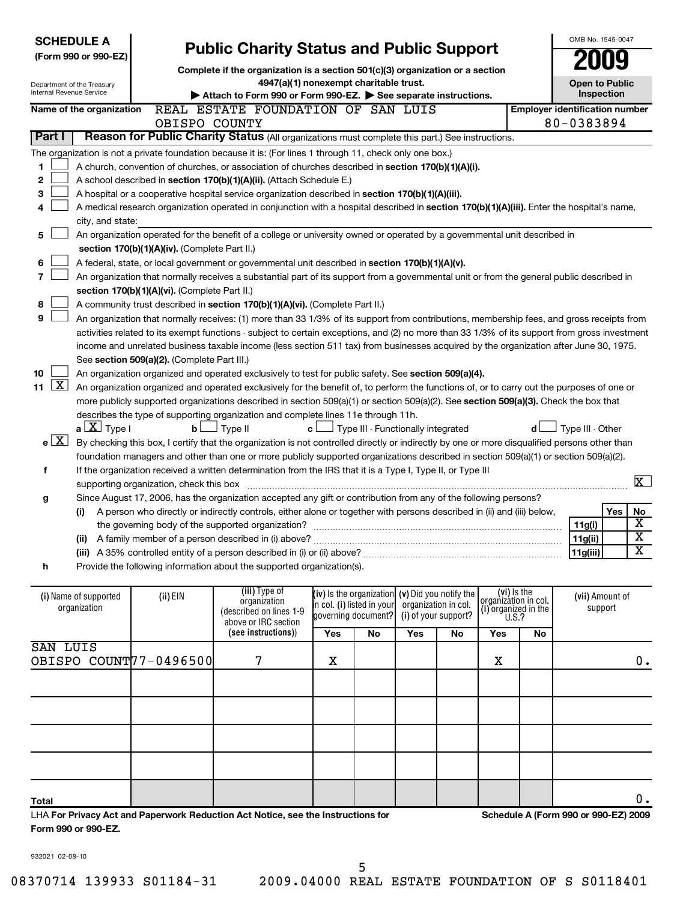**SCHEDULE A (Form 990 or 990-EZ)**

Department of the Treasury
Internal Revenue Service

# Public Charity Status and Public Support

**Complete if the organization is a section 501(c)(3) organization or a section 4947(a)(1) nonexempt charitable trust.**

**▶ Attach to Form 990 or Form 990-EZ. ▶ See separate instructions.**

OMB No. 1545-0047

**2009**

**Open to Public Inspection**

**Name of the organization:** REAL ESTATE FOUNDATION OF SAN LUIS OBISPO COUNTY

**Employer identification number:** 80-0383894

## Part I — Reason for Public Charity Status (All organizations must complete this part.) See instructions.

The organization is not a private foundation because it is: (For lines 1 through 11, check only one box.)

1. ☐ A church, convention of churches, or association of churches described in **section 170(b)(1)(A)(i).**
2. ☐ A school described in **section 170(b)(1)(A)(ii).** (Attach Schedule E.)
3. ☐ A hospital or a cooperative hospital service organization described in **section 170(b)(1)(A)(iii).**
4. ☐ A medical research organization operated in conjunction with a hospital described in **section 170(b)(1)(A)(iii).** Enter the hospital's name, city, and state:
5. ☐ An organization operated for the benefit of a college or university owned or operated by a governmental unit described in **section 170(b)(1)(A)(iv).** (Complete Part II.)
6. ☐ A federal, state, or local government or governmental unit described in **section 170(b)(1)(A)(v).**
7. ☐ An organization that normally receives a substantial part of its support from a governmental unit or from the general public described in **section 170(b)(1)(A)(vi).** (Complete Part II.)
8. ☐ A community trust described in **section 170(b)(1)(A)(vi).** (Complete Part II.)
9. ☐ An organization that normally receives: (1) more than 33 1/3% of its support from contributions, membership fees, and gross receipts from activities related to its exempt functions - subject to certain exceptions, and (2) no more than 33 1/3% of its support from gross investment income and unrelated business taxable income (less section 511 tax) from businesses acquired by the organization after June 30, 1975. See **section 509(a)(2).** (Complete Part III.)
10. ☐ An organization organized and operated exclusively to test for public safety. See **section 509(a)(4).**
11. ☒ An organization organized and operated exclusively for the benefit of, to perform the functions of, or to carry out the purposes of one or more publicly supported organizations described in section 509(a)(1) or section 509(a)(2). See **section 509(a)(3).** Check the box that describes the type of supporting organization and complete lines 11e through 11h.
   - **a** ☒ Type I  **b** ☐ Type II  **c** ☐ Type III - Functionally integrated  **d** ☐ Type III - Other
   - **e** ☒ By checking this box, I certify that the organization is not controlled directly or indirectly by one or more disqualified persons other than foundation managers and other than one or more publicly supported organizations described in section 509(a)(1) or section 509(a)(2).
   - **f** If the organization received a written determination from the IRS that it is a Type I, Type II, or Type III supporting organization, check this box ☒
   - **g** Since August 17, 2006, has the organization accepted any gift or contribution from any of the following persons?

| | | | Yes | No |
|---|---|---|---|---|
| (i) | A person who directly or indirectly controls, either alone or together with persons described in (ii) and (iii) below, the governing body of the supported organization? | 11g(i) | | X |
| (ii) | A family member of a person described in (i) above? | 11g(ii) | | X |
| (iii) | A 35% controlled entity of a person described in (i) or (ii) above? | 11g(iii) | | X |

   - **h** Provide the following information about the supported organization(s).

| (i) Name of supported organization | (ii) EIN | (iii) Type of organization (described on lines 1-9 above or IRC section (see instructions)) | (iv) Is the organization in col. (i) listed in your governing document? Yes | No | (v) Did you notify the organization in col. (i) of your support? Yes | No | (vi) Is the organization in col. (i) organized in the U.S.? Yes | No | (vii) Amount of support |
|---|---|---|---|---|---|---|---|---|---|
| SAN LUIS OBISPO COUNT | 77-0496500 | 7 | X | | | | X | | 0. |
| | | | | | | | | | |
| | | | | | | | | | |
| | | | | | | | | | |
| | | | | | | | | | |
| **Total** | | | | | | | | | 0. |

LHA **For Privacy Act and Paperwork Reduction Act Notice, see the Instructions for Form 990 or 990-EZ.**

**Schedule A (Form 990 or 990-EZ) 2009**

932021 02-08-10

08370714 139933 S01184-31 2009.04000 REAL ESTATE FOUNDATION OF S S0118401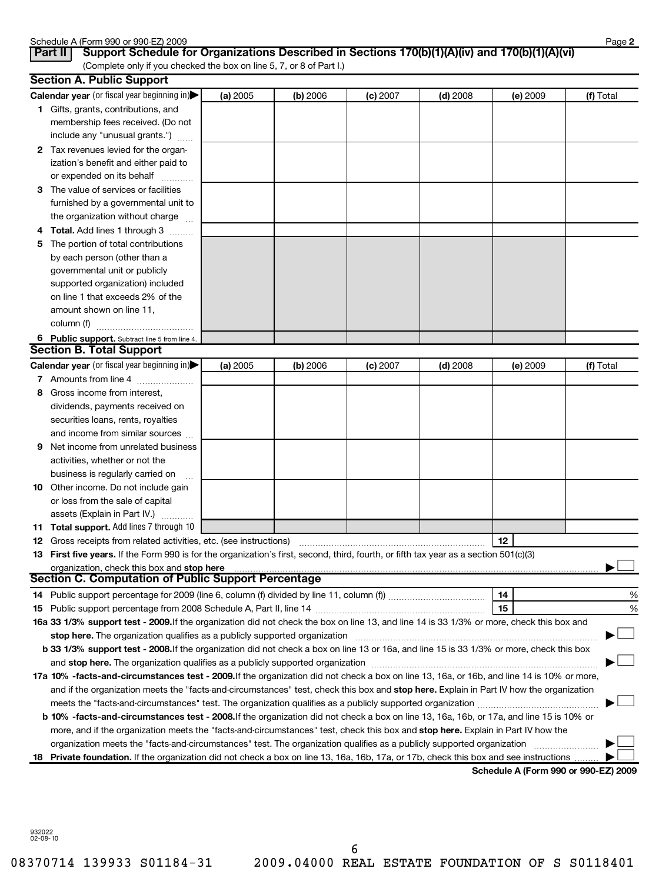Schedule A (Form 990 or 990-EZ) 2009

**Part II — Support Schedule for Organizations Described in Sections 170(b)(1)(A)(iv) and 170(b)(1)(A)(vi)**
(Complete only if you checked the box on line 5, 7, or 8 of Part I.)

## Section A. Public Support

| Calendar year (or fiscal year beginning in) | (a) 2005 | (b) 2006 | (c) 2007 | (d) 2008 | (e) 2009 | (f) Total |
|---|---|---|---|---|---|---|
| 1 Gifts, grants, contributions, and membership fees received. (Do not include any "unusual grants.") | | | | | | |
| 2 Tax revenues levied for the organization's benefit and either paid to or expended on its behalf | | | | | | |
| 3 The value of services or facilities furnished by a governmental unit to the organization without charge | | | | | | |
| 4 **Total.** Add lines 1 through 3 | | | | | | |
| 5 The portion of total contributions by each person (other than a governmental unit or publicly supported organization) included on line 1 that exceeds 2% of the amount shown on line 11, column (f) | | | | | | |
| 6 **Public support.** Subtract line 5 from line 4. | | | | | | |

## Section B. Total Support

| Calendar year (or fiscal year beginning in) | (a) 2005 | (b) 2006 | (c) 2007 | (d) 2008 | (e) 2009 | (f) Total |
|---|---|---|---|---|---|---|
| 7 Amounts from line 4 | | | | | | |
| 8 Gross income from interest, dividends, payments received on securities loans, rents, royalties and income from similar sources | | | | | | |
| 9 Net income from unrelated business activities, whether or not the business is regularly carried on | | | | | | |
| 10 Other income. Do not include gain or loss from the sale of capital assets (Explain in Part IV.) | | | | | | |
| 11 **Total support.** Add lines 7 through 10 | | | | | | |

12 Gross receipts from related activities, etc. (see instructions) — 12

13 **First five years.** If the Form 990 is for the organization's first, second, third, fourth, or fifth tax year as a section 501(c)(3) organization, check this box and **stop here** ▶ ☐

## Section C. Computation of Public Support Percentage

14 Public support percentage for 2009 (line 6, column (f) divided by line 11, column (f)) — 14 — %

15 Public support percentage from 2008 Schedule A, Part II, line 14 — 15 — %

**16a 33 1/3% support test - 2009.** If the organization did not check the box on line 13, and line 14 is 33 1/3% or more, check this box and **stop here.** The organization qualifies as a publicly supported organization ▶ ☐

**b 33 1/3% support test - 2008.** If the organization did not check a box on line 13 or 16a, and line 15 is 33 1/3% or more, check this box and **stop here.** The organization qualifies as a publicly supported organization ▶ ☐

**17a 10% -facts-and-circumstances test - 2009.** If the organization did not check a box on line 13, 16a, or 16b, and line 14 is 10% or more, and if the organization meets the "facts-and-circumstances" test, check this box and **stop here.** Explain in Part IV how the organization meets the "facts-and-circumstances" test. The organization qualifies as a publicly supported organization ▶ ☐

**b 10% -facts-and-circumstances test - 2008.** If the organization did not check a box on line 13, 16a, 16b, or 17a, and line 15 is 10% or more, and if the organization meets the "facts-and-circumstances" test, check this box and **stop here.** Explain in Part IV how the organization meets the "facts-and-circumstances" test. The organization qualifies as a publicly supported organization ▶ ☐

**18 Private foundation.** If the organization did not check a box on line 13, 16a, 16b, 17a, or 17b, check this box and see instructions ▶ ☐

**Schedule A (Form 990 or 990-EZ) 2009**

932022 02-08-10

08370714 139933 S01184-31 2009.04000 REAL ESTATE FOUNDATION OF S S0118401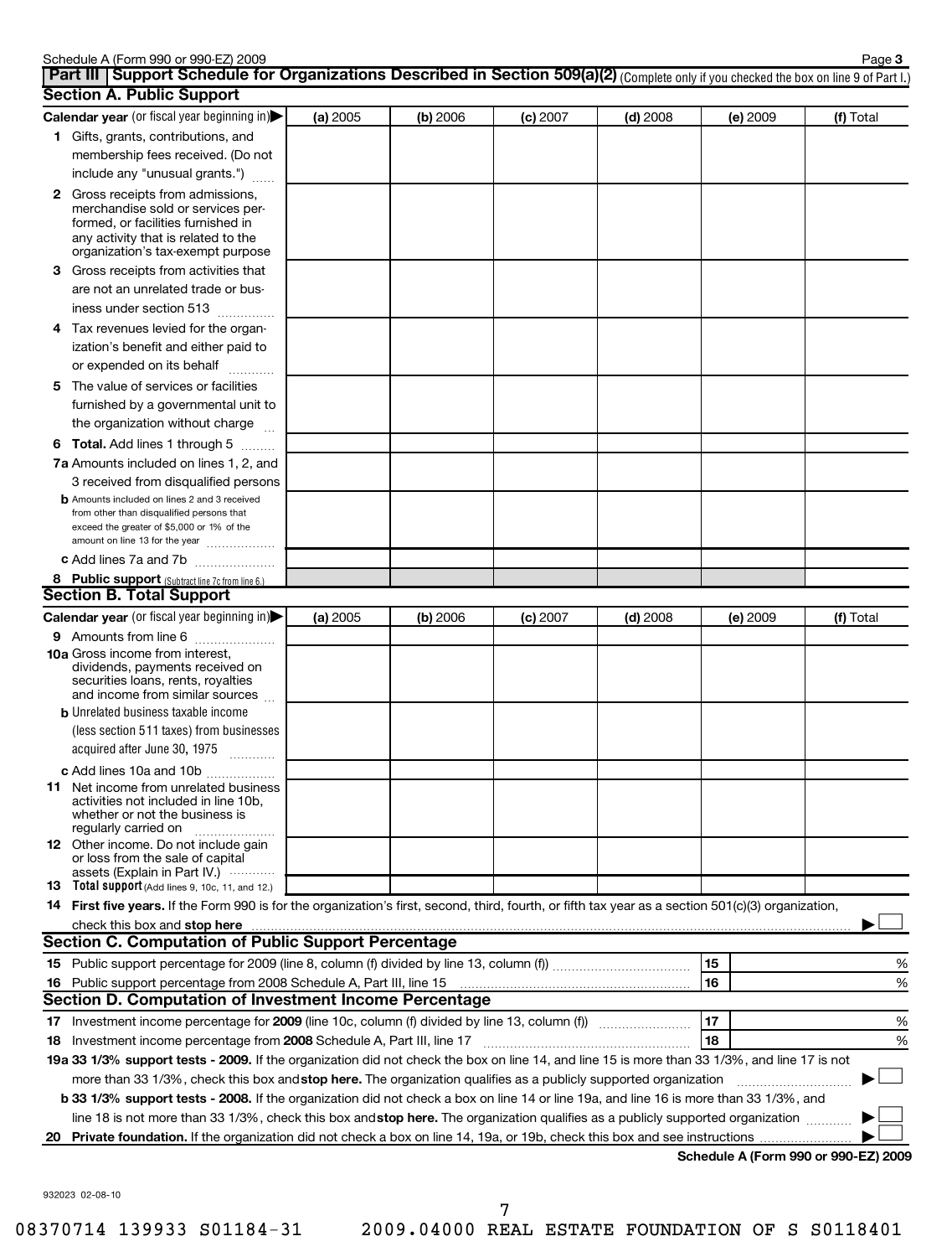Schedule A (Form 990 or 990-EZ) 2009

## Part III Support Schedule for Organizations Described in Section 509(a)(2) (Complete only if you checked the box on line 9 of Part I.)

### Section A. Public Support

| Calendar year (or fiscal year beginning in) ▶ | (a) 2005 | (b) 2006 | (c) 2007 | (d) 2008 | (e) 2009 | (f) Total |
|---|---|---|---|---|---|---|
| 1 Gifts, grants, contributions, and membership fees received. (Do not include any "unusual grants.") | | | | | | |
| 2 Gross receipts from admissions, merchandise sold or services performed, or facilities furnished in any activity that is related to the organization's tax-exempt purpose | | | | | | |
| 3 Gross receipts from activities that are not an unrelated trade or business under section 513 | | | | | | |
| 4 Tax revenues levied for the organization's benefit and either paid to or expended on its behalf | | | | | | |
| 5 The value of services or facilities furnished by a governmental unit to the organization without charge | | | | | | |
| 6 Total. Add lines 1 through 5 | | | | | | |
| 7a Amounts included on lines 1, 2, and 3 received from disqualified persons | | | | | | |
| b Amounts included on lines 2 and 3 received from other than disqualified persons that exceed the greater of $5,000 or 1% of the amount on line 13 for the year | | | | | | |
| c Add lines 7a and 7b | | | | | | |
| 8 Public support (Subtract line 7c from line 6.) | | | | | | |

### Section B. Total Support

| Calendar year (or fiscal year beginning in) ▶ | (a) 2005 | (b) 2006 | (c) 2007 | (d) 2008 | (e) 2009 | (f) Total |
|---|---|---|---|---|---|---|
| 9 Amounts from line 6 | | | | | | |
| 10a Gross income from interest, dividends, payments received on securities loans, rents, royalties and income from similar sources | | | | | | |
| b Unrelated business taxable income (less section 511 taxes) from businesses acquired after June 30, 1975 | | | | | | |
| c Add lines 10a and 10b | | | | | | |
| 11 Net income from unrelated business activities not included in line 10b, whether or not the business is regularly carried on | | | | | | |
| 12 Other income. Do not include gain or loss from the sale of capital assets (Explain in Part IV.) | | | | | | |
| 13 Total support (Add lines 9, 10c, 11, and 12.) | | | | | | |

14 **First five years.** If the Form 990 is for the organization's first, second, third, fourth, or fifth tax year as a section 501(c)(3) organization, check this box and **stop here** ▶ ☐

### Section C. Computation of Public Support Percentage

| | | | |
|---|---|---|---|
| 15 Public support percentage for 2009 (line 8, column (f) divided by line 13, column (f)) | 15 | | % |
| 16 Public support percentage from 2008 Schedule A, Part III, line 15 | 16 | | % |

### Section D. Computation of Investment Income Percentage

| | | | |
|---|---|---|---|
| 17 Investment income percentage for **2009** (line 10c, column (f) divided by line 13, column (f)) | 17 | | % |
| 18 Investment income percentage from **2008** Schedule A, Part III, line 17 | 18 | | % |

**19a 33 1/3% support tests - 2009.** If the organization did not check the box on line 14, and line 15 is more than 33 1/3%, and line 17 is not more than 33 1/3%, check this box and **stop here.** The organization qualifies as a publicly supported organization ▶ ☐

**b 33 1/3% support tests - 2008.** If the organization did not check a box on line 14 or line 19a, and line 16 is more than 33 1/3%, and line 18 is not more than 33 1/3%, check this box and **stop here.** The organization qualifies as a publicly supported organization ▶ ☐

**20 Private foundation.** If the organization did not check a box on line 14, 19a, or 19b, check this box and see instructions ▶ ☐

**Schedule A (Form 990 or 990-EZ) 2009**

932023 02-08-10

08370714 139933 S01184-31 2009.04000 REAL ESTATE FOUNDATION OF S S0118401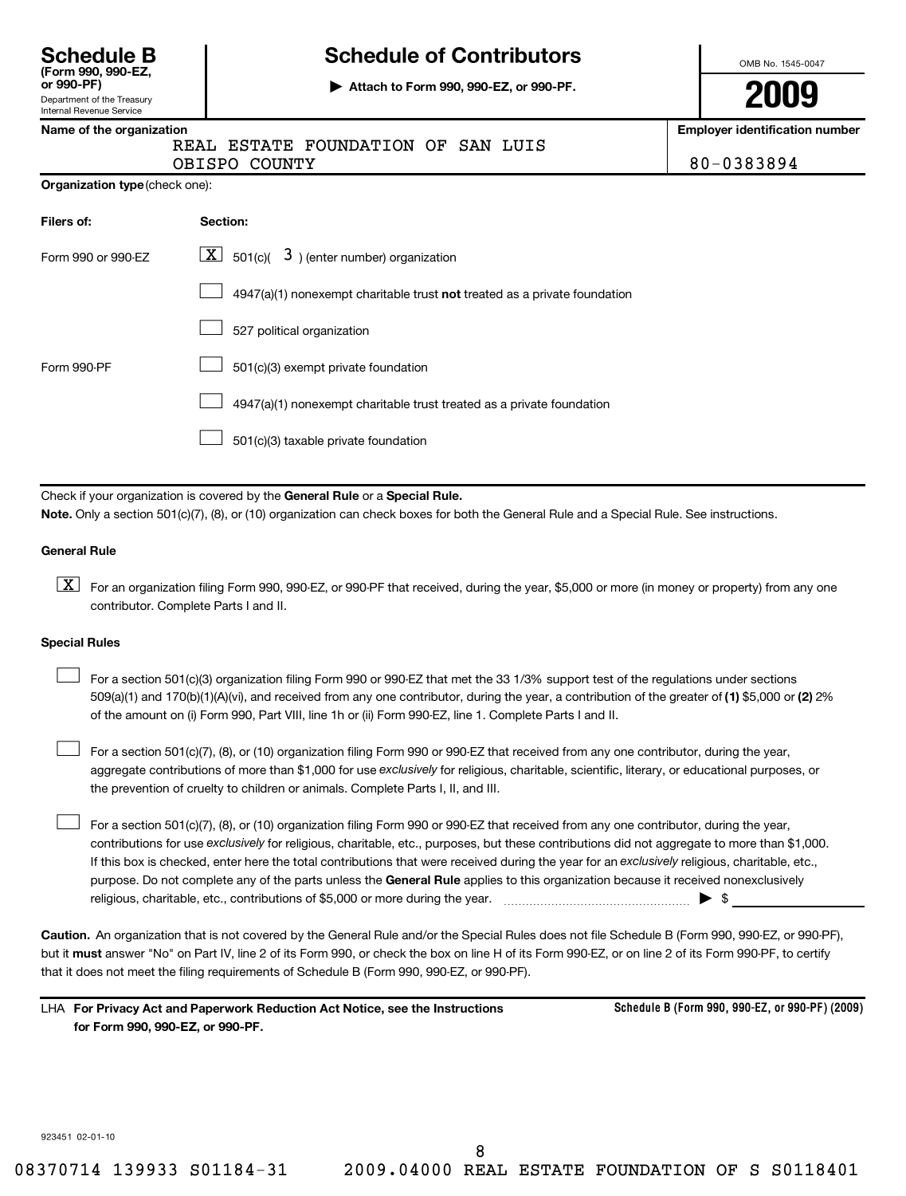**Schedule B**
**(Form 990, 990-EZ, or 990-PF)**
Department of the Treasury
Internal Revenue Service

# Schedule of Contributors

▶ **Attach to Form 990, 990-EZ, or 990-PF.**

OMB No. 1545-0047

**2009**

| **Name of the organization** | **Employer identification number** |
|---|---|
| REAL ESTATE FOUNDATION OF SAN LUIS OBISPO COUNTY | 80-0383894 |

**Organization type** (check one):

| **Filers of:** | **Section:** |
|---|---|
| Form 990 or 990-EZ | [X] 501(c)( 3 ) (enter number) organization |
| | [ ] 4947(a)(1) nonexempt charitable trust **not** treated as a private foundation |
| | [ ] 527 political organization |
| Form 990-PF | [ ] 501(c)(3) exempt private foundation |
| | [ ] 4947(a)(1) nonexempt charitable trust treated as a private foundation |
| | [ ] 501(c)(3) taxable private foundation |

Check if your organization is covered by the **General Rule** or a **Special Rule.**

**Note.** Only a section 501(c)(7), (8), or (10) organization can check boxes for both the General Rule and a Special Rule. See instructions.

**General Rule**

[X] For an organization filing Form 990, 990-EZ, or 990-PF that received, during the year, $5,000 or more (in money or property) from any one contributor. Complete Parts I and II.

**Special Rules**

[ ] For a section 501(c)(3) organization filing Form 990 or 990-EZ that met the 33 1/3% support test of the regulations under sections 509(a)(1) and 170(b)(1)(A)(vi), and received from any one contributor, during the year, a contribution of the greater of **(1)** $5,000 or **(2)** 2% of the amount on (i) Form 990, Part VIII, line 1h or (ii) Form 990-EZ, line 1. Complete Parts I and II.

[ ] For a section 501(c)(7), (8), or (10) organization filing Form 990 or 990-EZ that received from any one contributor, during the year, aggregate contributions of more than $1,000 for use *exclusively* for religious, charitable, scientific, literary, or educational purposes, or the prevention of cruelty to children or animals. Complete Parts I, II, and III.

[ ] For a section 501(c)(7), (8), or (10) organization filing Form 990 or 990-EZ that received from any one contributor, during the year, contributions for use *exclusively* for religious, charitable, etc., purposes, but these contributions did not aggregate to more than $1,000. If this box is checked, enter here the total contributions that were received during the year for an *exclusively* religious, charitable, etc., purpose. Do not complete any of the parts unless the **General Rule** applies to this organization because it received nonexclusively religious, charitable, etc., contributions of $5,000 or more during the year. ▶ $ ____________

**Caution.** An organization that is not covered by the General Rule and/or the Special Rules does not file Schedule B (Form 990, 990-EZ, or 990-PF), but it **must** answer "No" on Part IV, line 2 of its Form 990, or check the box on line H of its Form 990-EZ, or on line 2 of its Form 990-PF, to certify that it does not meet the filing requirements of Schedule B (Form 990, 990-EZ, or 990-PF).

LHA **For Privacy Act and Paperwork Reduction Act Notice, see the Instructions for Form 990, 990-EZ, or 990-PF.** **Schedule B (Form 990, 990-EZ, or 990-PF) (2009)**

923451 02-01-10

08370714 139933 S01184-31 2009.04000 REAL ESTATE FOUNDATION OF S S0118401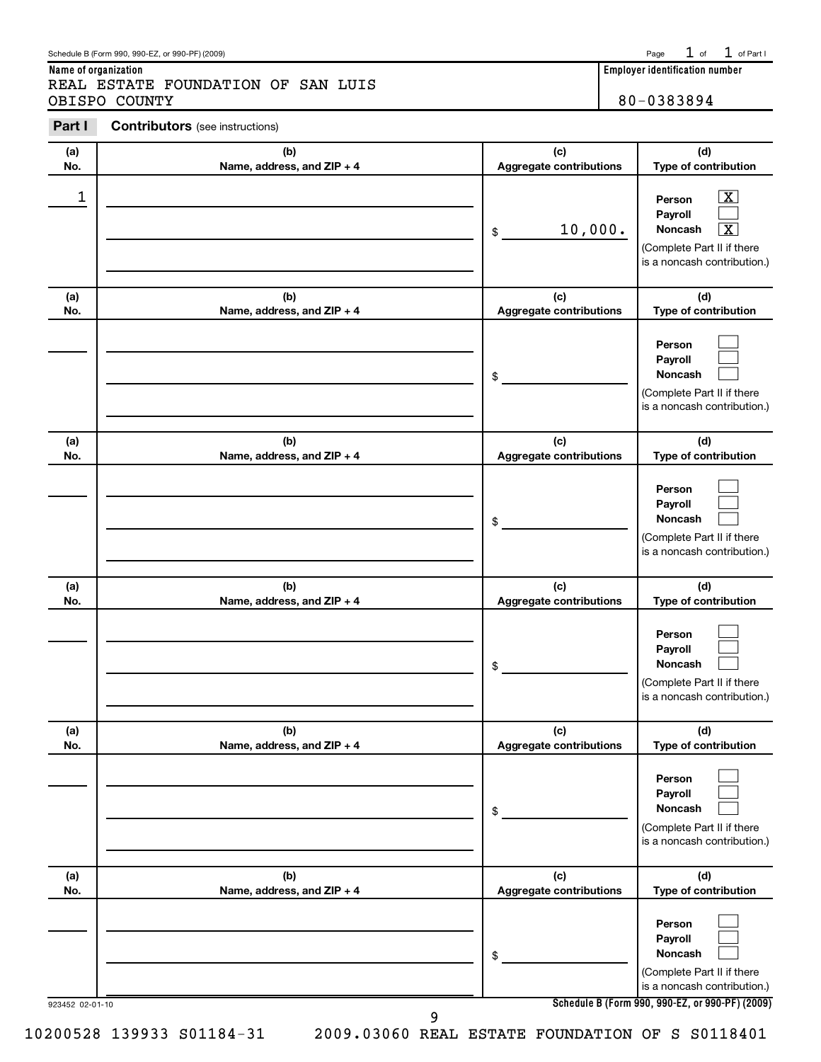Schedule B (Form 990, 990-EZ, or 990-PF) (2009) Page 1 of 1 of Part I

**Name of organization**
REAL ESTATE FOUNDATION OF SAN LUIS OBISPO COUNTY

**Employer identification number**
80-0383894

**Part I** **Contributors** (see instructions)

| (a) No. | (b) Name, address, and ZIP + 4 | (c) Aggregate contributions | (d) Type of contribution |
|---|---|---|---|
| 1 | | $ 10,000. | Person [X] Payroll [ ] Noncash [X] (Complete Part II if there is a noncash contribution.) |
| | | $ | Person [ ] Payroll [ ] Noncash [ ] (Complete Part II if there is a noncash contribution.) |
| | | $ | Person [ ] Payroll [ ] Noncash [ ] (Complete Part II if there is a noncash contribution.) |
| | | $ | Person [ ] Payroll [ ] Noncash [ ] (Complete Part II if there is a noncash contribution.) |
| | | $ | Person [ ] Payroll [ ] Noncash [ ] (Complete Part II if there is a noncash contribution.) |
| | | $ | Person [ ] Payroll [ ] Noncash [ ] (Complete Part II if there is a noncash contribution.) |

923452 02-01-10

Schedule B (Form 990, 990-EZ, or 990-PF) (2009)

10200528 139933 S01184-31 2009.03060 REAL ESTATE FOUNDATION OF S S0118401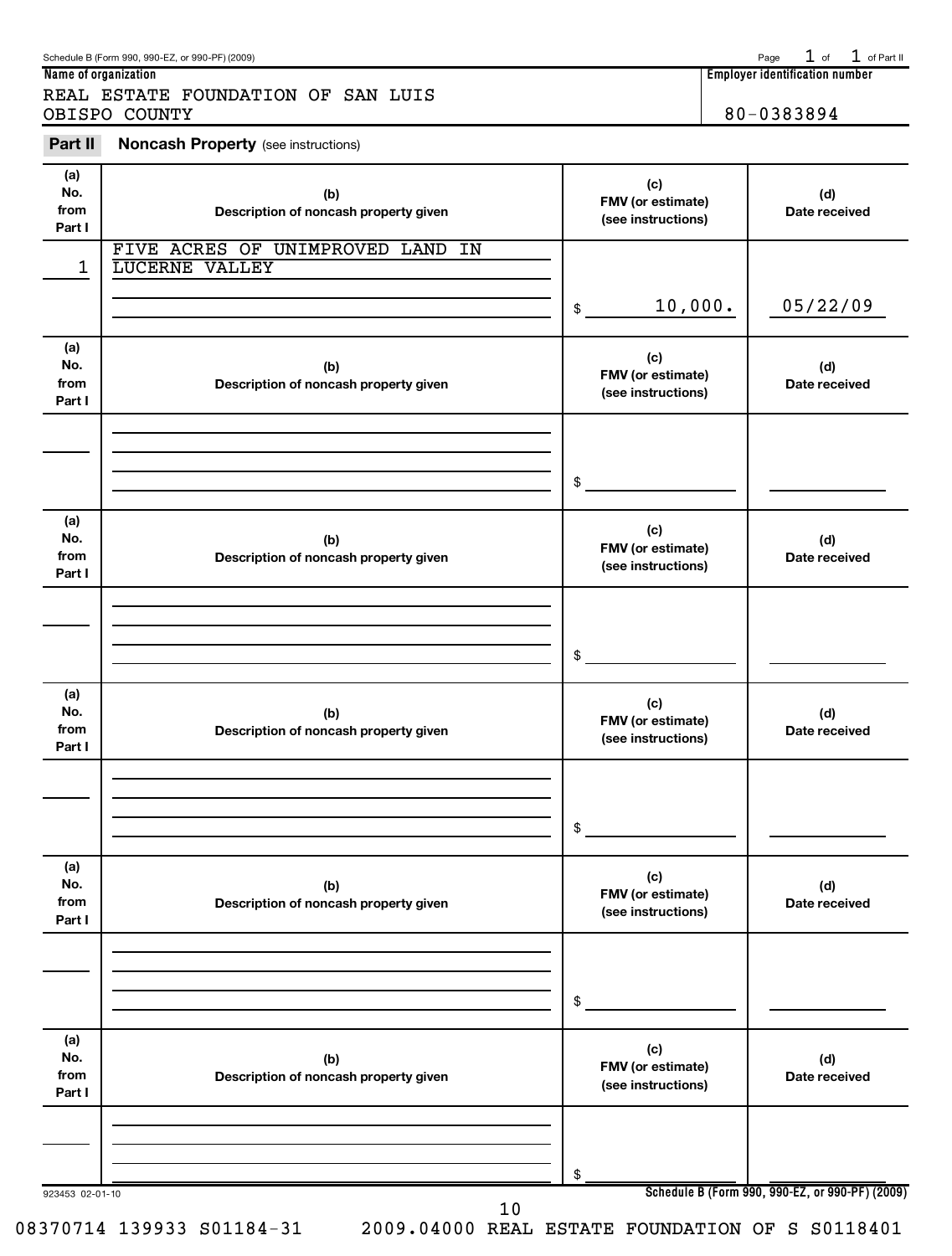Schedule B (Form 990, 990-EZ, or 990-PF) (2009)

Page 1 of 1 of Part II

**Name of organization**

REAL ESTATE FOUNDATION OF SAN LUIS OBISPO COUNTY

**Employer identification number**

80-0383894

## Part II Noncash Property (see instructions)

| (a) No. from Part I | (b) Description of noncash property given | (c) FMV (or estimate) (see instructions) | (d) Date received |
|---|---|---|---|
| 1 | FIVE ACRES OF UNIMPROVED LAND IN LUCERNE VALLEY | $ 10,000. | 05/22/09 |
| | | $ | |
| | | $ | |
| | | $ | |
| | | $ | |
| | | $ | |

923453 02-01-10

Schedule B (Form 990, 990-EZ, or 990-PF) (2009)

08370714 139933 S01184-31 2009.04000 REAL ESTATE FOUNDATION OF S S0118401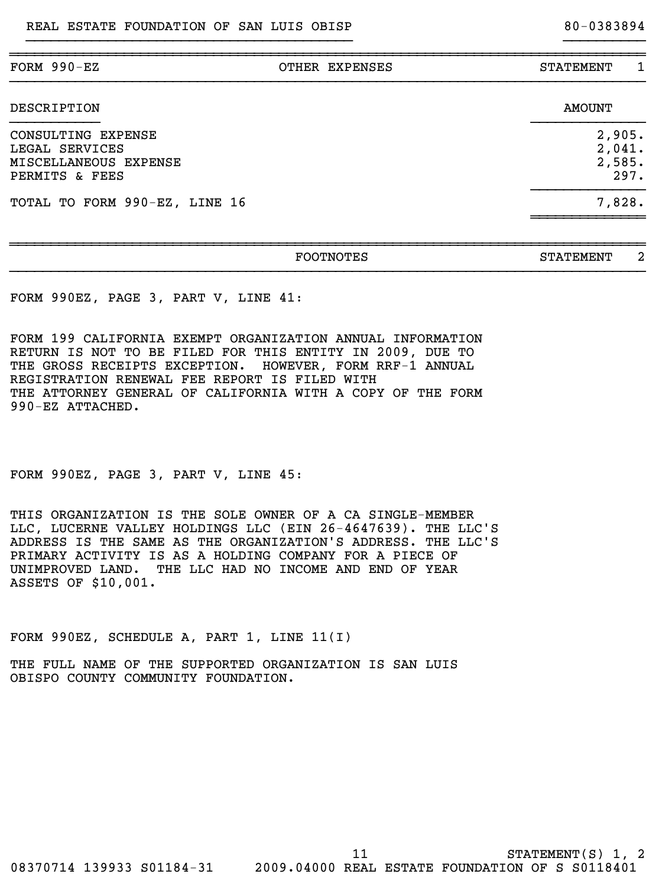REAL ESTATE FOUNDATION OF SAN LUIS OBISP 80-0383894

| FORM 990-EZ | OTHER EXPENSES | STATEMENT 1 |
|---|---|---|

| DESCRIPTION | AMOUNT |
|---|---|
| CONSULTING EXPENSE | 2,905. |
| LEGAL SERVICES | 2,041. |
| MISCELLANEOUS EXPENSE | 2,585. |
| PERMITS & FEES | 297. |
| TOTAL TO FORM 990-EZ, LINE 16 | 7,828. |

| | FOOTNOTES | STATEMENT 2 |
|---|---|---|

FORM 990EZ, PAGE 3, PART V, LINE 41:

FORM 199 CALIFORNIA EXEMPT ORGANIZATION ANNUAL INFORMATION RETURN IS NOT TO BE FILED FOR THIS ENTITY IN 2009, DUE TO THE GROSS RECEIPTS EXCEPTION. HOWEVER, FORM RRF-1 ANNUAL REGISTRATION RENEWAL FEE REPORT IS FILED WITH THE ATTORNEY GENERAL OF CALIFORNIA WITH A COPY OF THE FORM 990-EZ ATTACHED.

FORM 990EZ, PAGE 3, PART V, LINE 45:

THIS ORGANIZATION IS THE SOLE OWNER OF A CA SINGLE-MEMBER LLC, LUCERNE VALLEY HOLDINGS LLC (EIN 26-4647639). THE LLC'S ADDRESS IS THE SAME AS THE ORGANIZATION'S ADDRESS. THE LLC'S PRIMARY ACTIVITY IS AS A HOLDING COMPANY FOR A PIECE OF UNIMPROVED LAND. THE LLC HAD NO INCOME AND END OF YEAR ASSETS OF $10,001.

FORM 990EZ, SCHEDULE A, PART 1, LINE 11(I)

THE FULL NAME OF THE SUPPORTED ORGANIZATION IS SAN LUIS OBISPO COUNTY COMMUNITY FOUNDATION.

STATEMENT(S) 1, 2

08370714 139933 S01184-31 2009.04000 REAL ESTATE FOUNDATION OF S S0118401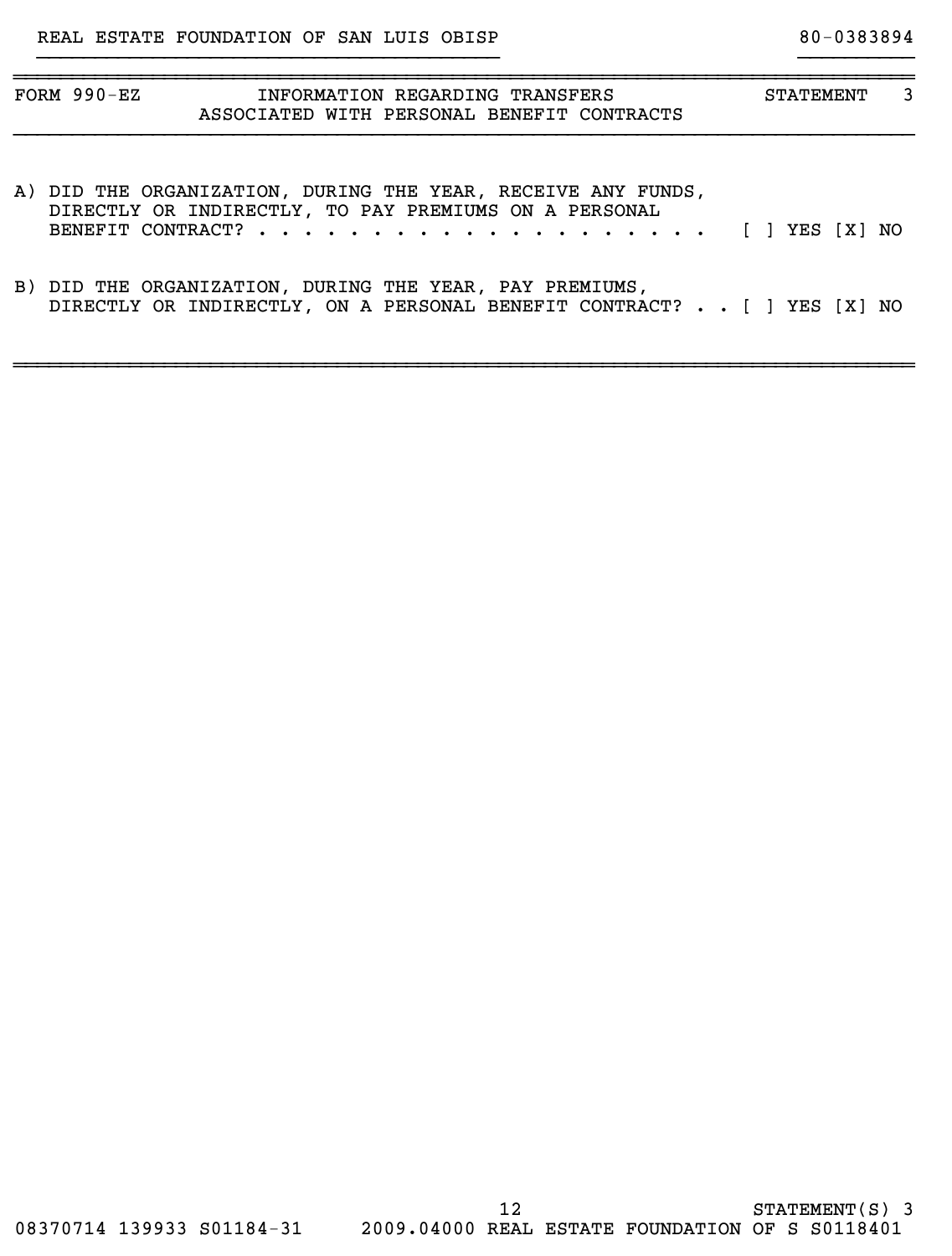REAL ESTATE FOUNDATION OF SAN LUIS OBISP 80-0383894

FORM 990-EZ — INFORMATION REGARDING TRANSFERS ASSOCIATED WITH PERSONAL BENEFIT CONTRACTS — STATEMENT 3

A) DID THE ORGANIZATION, DURING THE YEAR, RECEIVE ANY FUNDS, DIRECTLY OR INDIRECTLY, TO PAY PREMIUMS ON A PERSONAL BENEFIT CONTRACT? . . . . . . . . . . . . . . . . . . . . . [ ] YES [X] NO

B) DID THE ORGANIZATION, DURING THE YEAR, PAY PREMIUMS, DIRECTLY OR INDIRECTLY, ON A PERSONAL BENEFIT CONTRACT? . . [ ] YES [X] NO

STATEMENT(S) 3

08370714 139933 S01184-31 2009.04000 REAL ESTATE FOUNDATION OF S S0118401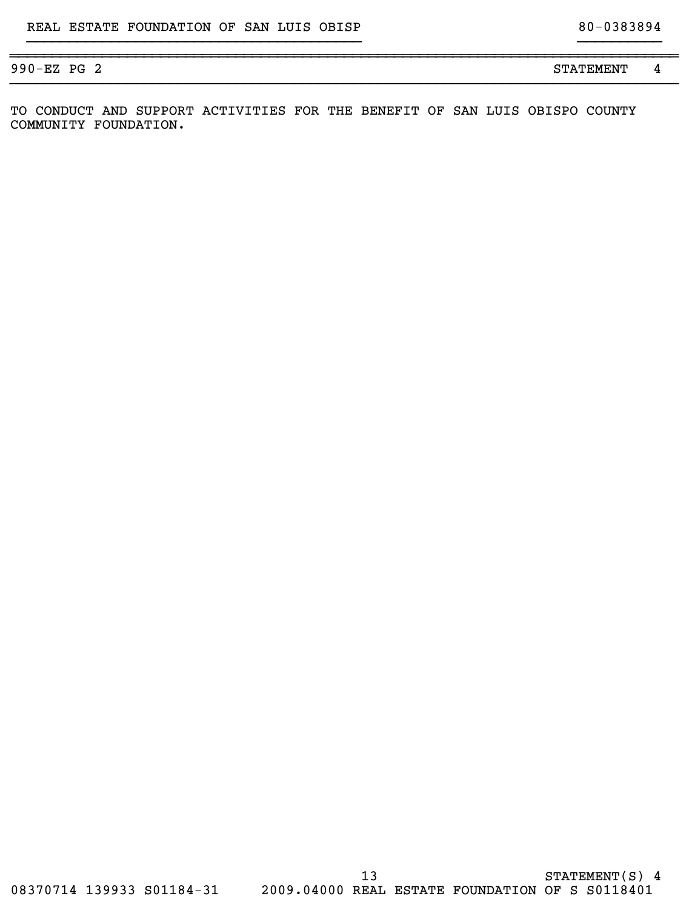990-EZ PG 2 STATEMENT 4

TO CONDUCT AND SUPPORT ACTIVITIES FOR THE BENEFIT OF SAN LUIS OBISPO COUNTY COMMUNITY FOUNDATION.